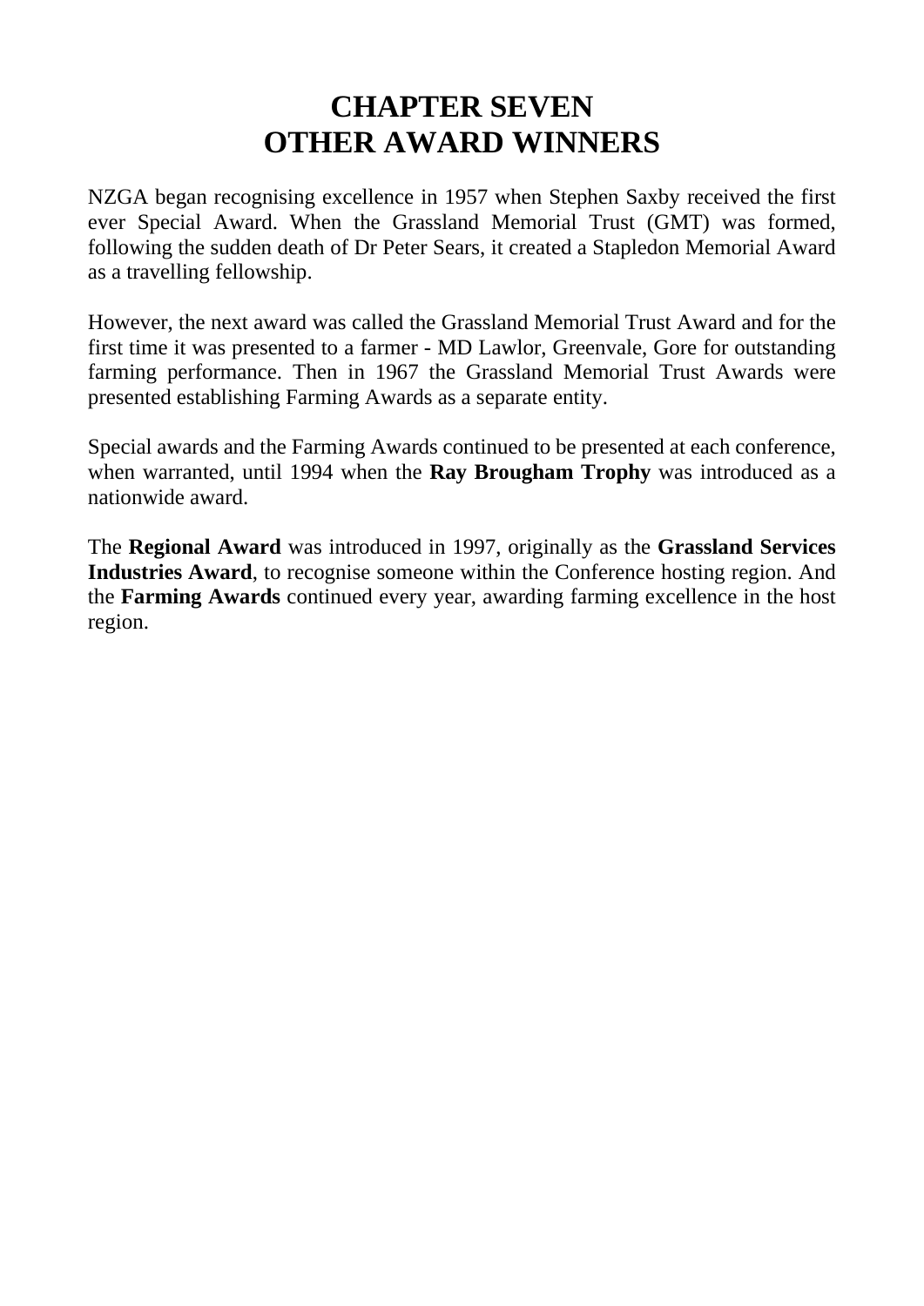# CHAPTER SEVEN
# OTHER AWARD WINNERS

NZGA began recognising excellence in 1957 when Stephen Saxby received the first ever Special Award. When the Grassland Memorial Trust (GMT) was formed, following the sudden death of Dr Peter Sears, it created a Stapledon Memorial Award as a travelling fellowship.

However, the next award was called the Grassland Memorial Trust Award and for the first time it was presented to a farmer - MD Lawlor, Greenvale, Gore for outstanding farming performance. Then in 1967 the Grassland Memorial Trust Awards were presented establishing Farming Awards as a separate entity.

Special awards and the Farming Awards continued to be presented at each conference, when warranted, until 1994 when the **Ray Brougham Trophy** was introduced as a nationwide award.

The **Regional Award** was introduced in 1997, originally as the **Grassland Services Industries Award**, to recognise someone within the Conference hosting region. And the **Farming Awards** continued every year, awarding farming excellence in the host region.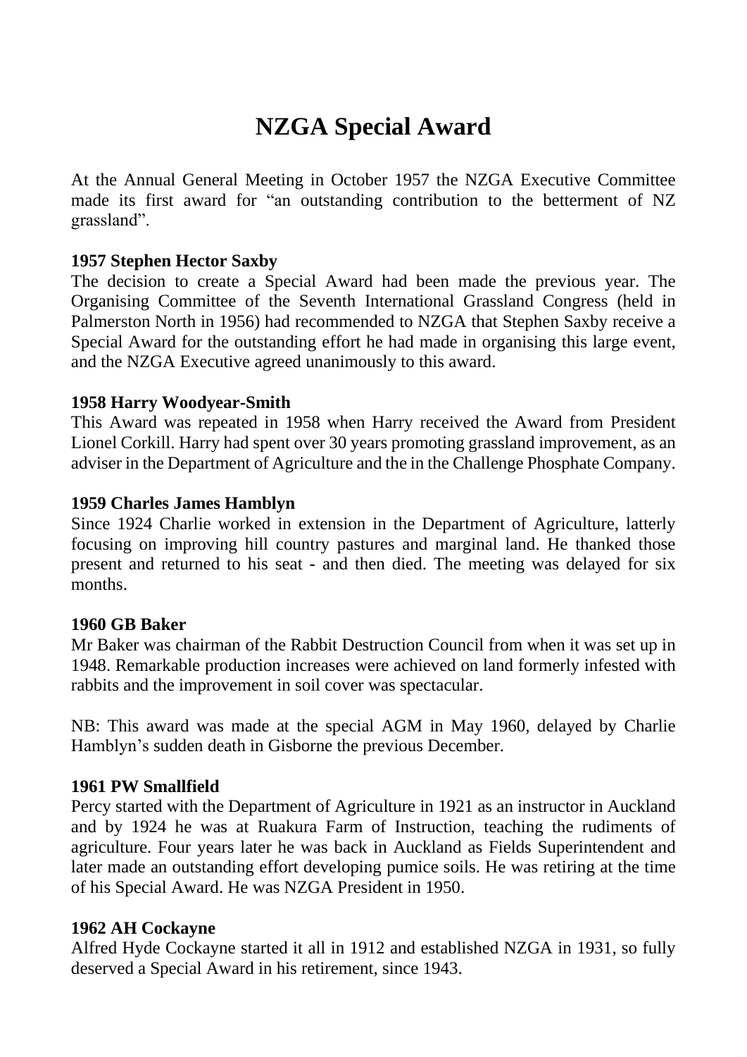# NZGA Special Award

At the Annual General Meeting in October 1957 the NZGA Executive Committee made its first award for "an outstanding contribution to the betterment of NZ grassland".

**1957 Stephen Hector Saxby**

The decision to create a Special Award had been made the previous year. The Organising Committee of the Seventh International Grassland Congress (held in Palmerston North in 1956) had recommended to NZGA that Stephen Saxby receive a Special Award for the outstanding effort he had made in organising this large event, and the NZGA Executive agreed unanimously to this award.

**1958 Harry Woodyear-Smith**

This Award was repeated in 1958 when Harry received the Award from President Lionel Corkill. Harry had spent over 30 years promoting grassland improvement, as an adviser in the Department of Agriculture and the in the Challenge Phosphate Company.

**1959 Charles James Hamblyn**

Since 1924 Charlie worked in extension in the Department of Agriculture, latterly focusing on improving hill country pastures and marginal land. He thanked those present and returned to his seat - and then died. The meeting was delayed for six months.

**1960 GB Baker**

Mr Baker was chairman of the Rabbit Destruction Council from when it was set up in 1948. Remarkable production increases were achieved on land formerly infested with rabbits and the improvement in soil cover was spectacular.

NB: This award was made at the special AGM in May 1960, delayed by Charlie Hamblyn's sudden death in Gisborne the previous December.

**1961 PW Smallfield**

Percy started with the Department of Agriculture in 1921 as an instructor in Auckland and by 1924 he was at Ruakura Farm of Instruction, teaching the rudiments of agriculture. Four years later he was back in Auckland as Fields Superintendent and later made an outstanding effort developing pumice soils. He was retiring at the time of his Special Award. He was NZGA President in 1950.

**1962 AH Cockayne**

Alfred Hyde Cockayne started it all in 1912 and established NZGA in 1931, so fully deserved a Special Award in his retirement, since 1943.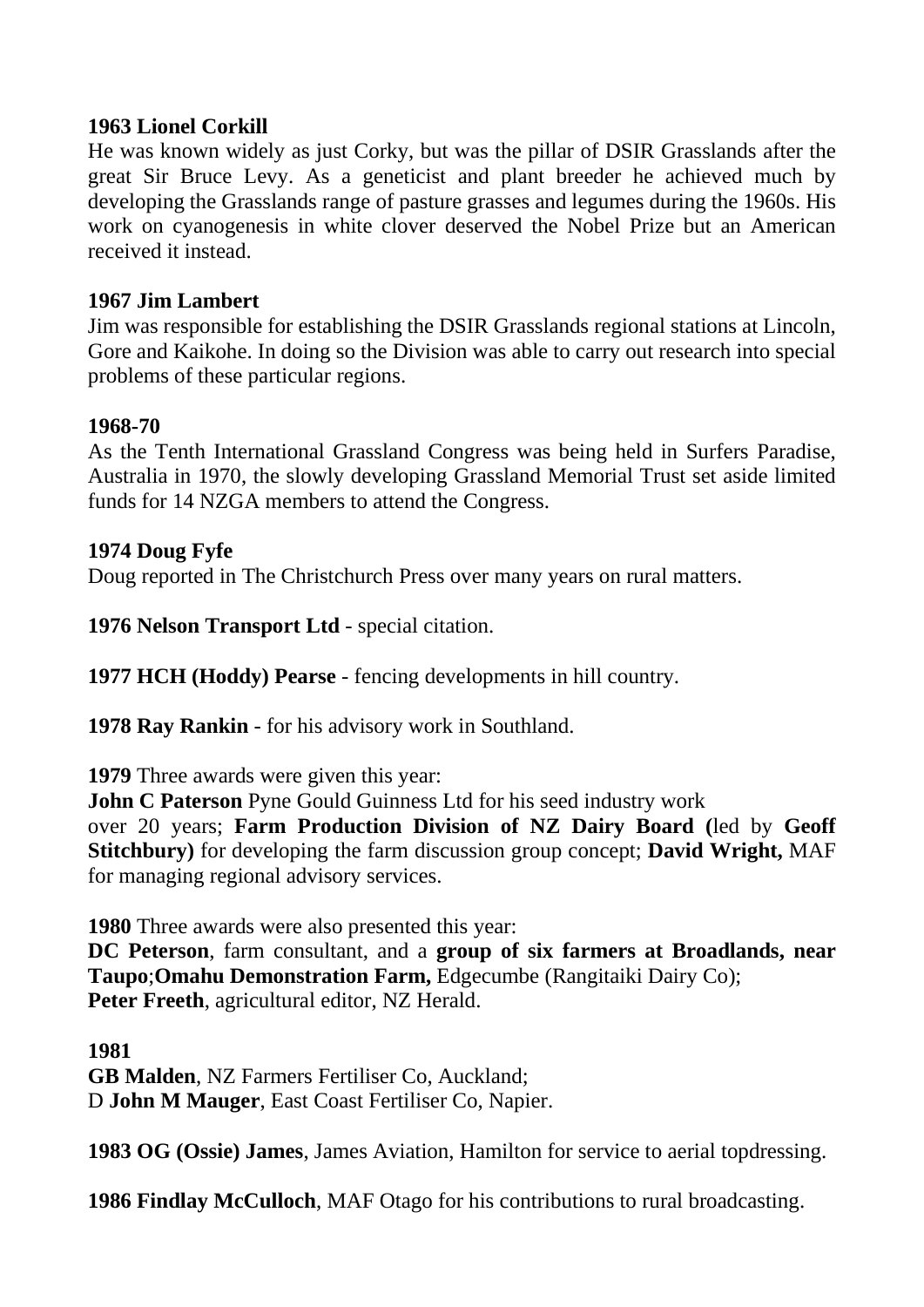**1963 Lionel Corkill**

He was known widely as just Corky, but was the pillar of DSIR Grasslands after the great Sir Bruce Levy. As a geneticist and plant breeder he achieved much by developing the Grasslands range of pasture grasses and legumes during the 1960s. His work on cyanogenesis in white clover deserved the Nobel Prize but an American received it instead.

**1967 Jim Lambert**

Jim was responsible for establishing the DSIR Grasslands regional stations at Lincoln, Gore and Kaikohe. In doing so the Division was able to carry out research into special problems of these particular regions.

**1968-70**

As the Tenth International Grassland Congress was being held in Surfers Paradise, Australia in 1970, the slowly developing Grassland Memorial Trust set aside limited funds for 14 NZGA members to attend the Congress.

**1974 Doug Fyfe**

Doug reported in The Christchurch Press over many years on rural matters.

**1976 Nelson Transport Ltd** - special citation.

**1977 HCH (Hoddy) Pearse** - fencing developments in hill country.

**1978 Ray Rankin** - for his advisory work in Southland.

**1979** Three awards were given this year:
**John C Paterson** Pyne Gould Guinness Ltd for his seed industry work over 20 years; **Farm Production Division of NZ Dairy Board (**led by **Geoff Stitchbury)** for developing the farm discussion group concept; **David Wright,** MAF for managing regional advisory services.

**1980** Three awards were also presented this year:
**DC Peterson**, farm consultant, and a **group of six farmers at Broadlands, near Taupo**;**Omahu Demonstration Farm,** Edgecumbe (Rangitaiki Dairy Co);
**Peter Freeth**, agricultural editor, NZ Herald.

**1981**
**GB Malden**, NZ Farmers Fertiliser Co, Auckland;
D **John M Mauger**, East Coast Fertiliser Co, Napier.

**1983 OG (Ossie) James**, James Aviation, Hamilton for service to aerial topdressing.

**1986 Findlay McCulloch**, MAF Otago for his contributions to rural broadcasting.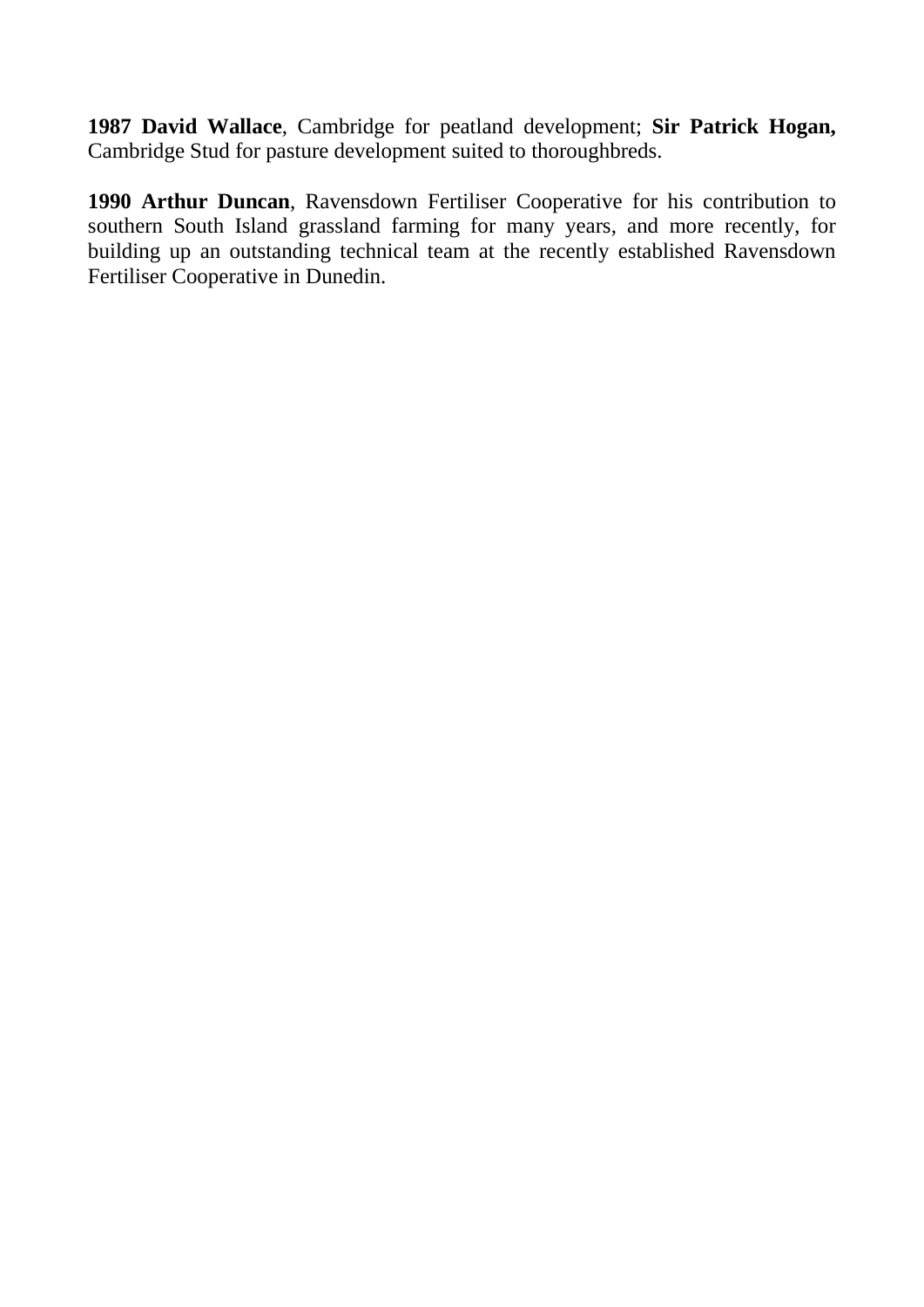**1987 David Wallace**, Cambridge for peatland development; **Sir Patrick Hogan,** Cambridge Stud for pasture development suited to thoroughbreds.

**1990 Arthur Duncan**, Ravensdown Fertiliser Cooperative for his contribution to southern South Island grassland farming for many years, and more recently, for building up an outstanding technical team at the recently established Ravensdown Fertiliser Cooperative in Dunedin.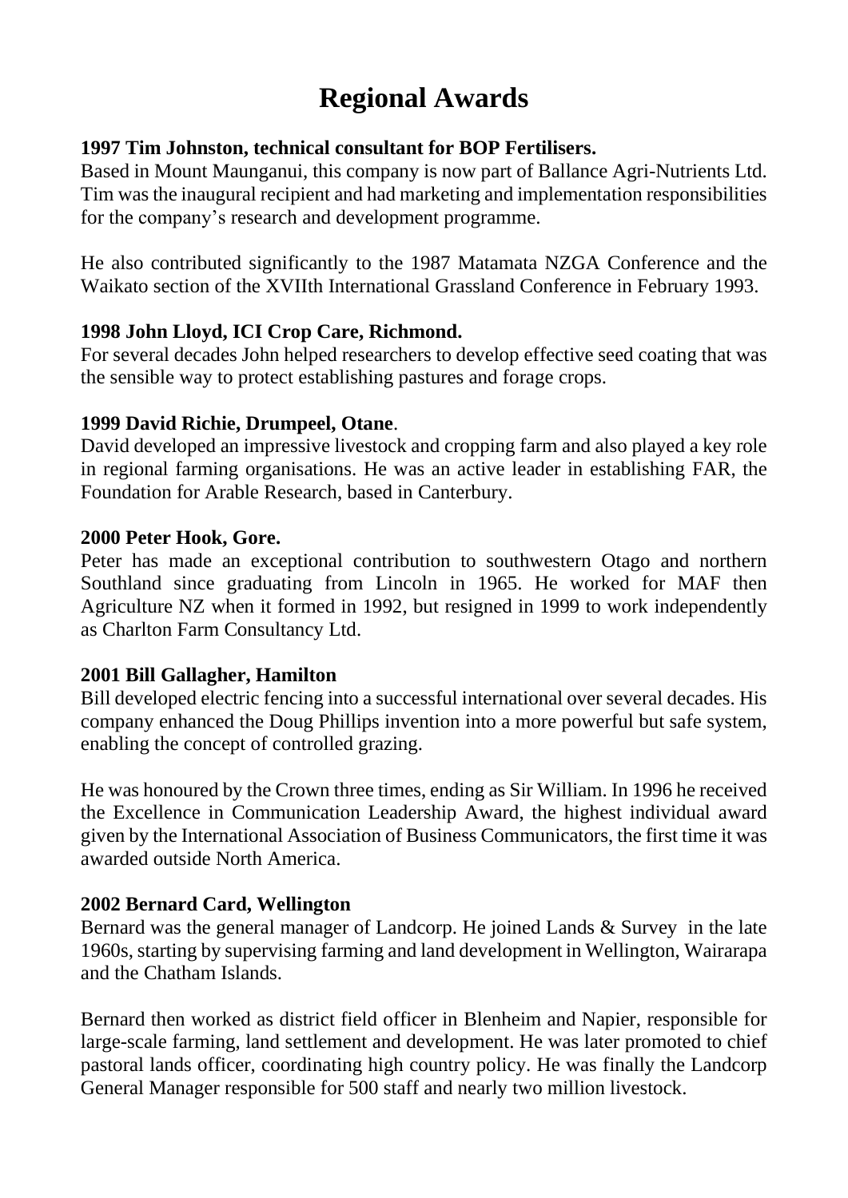# Regional Awards

**1997 Tim Johnston, technical consultant for BOP Fertilisers.**
Based in Mount Maunganui, this company is now part of Ballance Agri-Nutrients Ltd. Tim was the inaugural recipient and had marketing and implementation responsibilities for the company's research and development programme.

He also contributed significantly to the 1987 Matamata NZGA Conference and the Waikato section of the XVIIth International Grassland Conference in February 1993.

**1998 John Lloyd, ICI Crop Care, Richmond.**
For several decades John helped researchers to develop effective seed coating that was the sensible way to protect establishing pastures and forage crops.

**1999 David Richie, Drumpeel, Otane**.
David developed an impressive livestock and cropping farm and also played a key role in regional farming organisations. He was an active leader in establishing FAR, the Foundation for Arable Research, based in Canterbury.

**2000 Peter Hook, Gore.**
Peter has made an exceptional contribution to southwestern Otago and northern Southland since graduating from Lincoln in 1965. He worked for MAF then Agriculture NZ when it formed in 1992, but resigned in 1999 to work independently as Charlton Farm Consultancy Ltd.

**2001 Bill Gallagher, Hamilton**
Bill developed electric fencing into a successful international over several decades. His company enhanced the Doug Phillips invention into a more powerful but safe system, enabling the concept of controlled grazing.

He was honoured by the Crown three times, ending as Sir William. In 1996 he received the Excellence in Communication Leadership Award, the highest individual award given by the International Association of Business Communicators, the first time it was awarded outside North America.

**2002 Bernard Card, Wellington**
Bernard was the general manager of Landcorp. He joined Lands & Survey in the late 1960s, starting by supervising farming and land development in Wellington, Wairarapa and the Chatham Islands.

Bernard then worked as district field officer in Blenheim and Napier, responsible for large-scale farming, land settlement and development. He was later promoted to chief pastoral lands officer, coordinating high country policy. He was finally the Landcorp General Manager responsible for 500 staff and nearly two million livestock.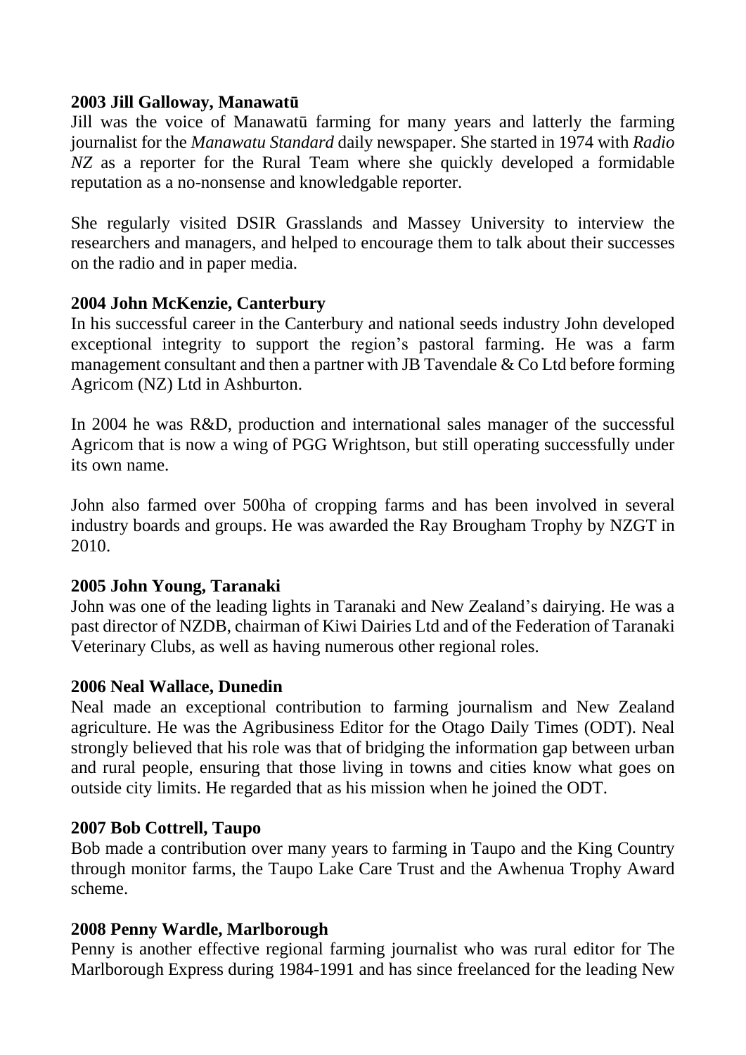**2003 Jill Galloway, Manawatū**

Jill was the voice of Manawatū farming for many years and latterly the farming journalist for the *Manawatu Standard* daily newspaper. She started in 1974 with *Radio NZ* as a reporter for the Rural Team where she quickly developed a formidable reputation as a no-nonsense and knowledgable reporter.

She regularly visited DSIR Grasslands and Massey University to interview the researchers and managers, and helped to encourage them to talk about their successes on the radio and in paper media.

**2004 John McKenzie, Canterbury**

In his successful career in the Canterbury and national seeds industry John developed exceptional integrity to support the region's pastoral farming. He was a farm management consultant and then a partner with JB Tavendale & Co Ltd before forming Agricom (NZ) Ltd in Ashburton.

In 2004 he was R&D, production and international sales manager of the successful Agricom that is now a wing of PGG Wrightson, but still operating successfully under its own name.

John also farmed over 500ha of cropping farms and has been involved in several industry boards and groups. He was awarded the Ray Brougham Trophy by NZGT in 2010.

**2005 John Young, Taranaki**

John was one of the leading lights in Taranaki and New Zealand's dairying. He was a past director of NZDB, chairman of Kiwi Dairies Ltd and of the Federation of Taranaki Veterinary Clubs, as well as having numerous other regional roles.

**2006 Neal Wallace, Dunedin**

Neal made an exceptional contribution to farming journalism and New Zealand agriculture. He was the Agribusiness Editor for the Otago Daily Times (ODT). Neal strongly believed that his role was that of bridging the information gap between urban and rural people, ensuring that those living in towns and cities know what goes on outside city limits. He regarded that as his mission when he joined the ODT.

**2007 Bob Cottrell, Taupo**

Bob made a contribution over many years to farming in Taupo and the King Country through monitor farms, the Taupo Lake Care Trust and the Awhenua Trophy Award scheme.

**2008 Penny Wardle, Marlborough**

Penny is another effective regional farming journalist who was rural editor for The Marlborough Express during 1984-1991 and has since freelanced for the leading New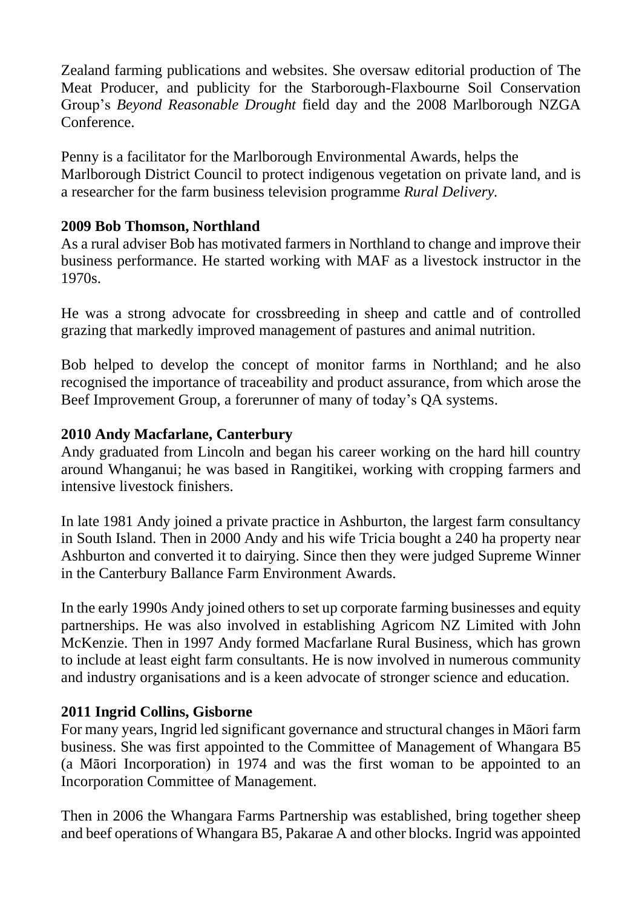Zealand farming publications and websites. She oversaw editorial production of The Meat Producer, and publicity for the Starborough-Flaxbourne Soil Conservation Group's *Beyond Reasonable Drought* field day and the 2008 Marlborough NZGA Conference.

Penny is a facilitator for the Marlborough Environmental Awards, helps the Marlborough District Council to protect indigenous vegetation on private land, and is a researcher for the farm business television programme *Rural Delivery.*

**2009 Bob Thomson, Northland**

As a rural adviser Bob has motivated farmers in Northland to change and improve their business performance. He started working with MAF as a livestock instructor in the 1970s.

He was a strong advocate for crossbreeding in sheep and cattle and of controlled grazing that markedly improved management of pastures and animal nutrition.

Bob helped to develop the concept of monitor farms in Northland; and he also recognised the importance of traceability and product assurance, from which arose the Beef Improvement Group, a forerunner of many of today's QA systems.

**2010 Andy Macfarlane, Canterbury**

Andy graduated from Lincoln and began his career working on the hard hill country around Whanganui; he was based in Rangitikei, working with cropping farmers and intensive livestock finishers.

In late 1981 Andy joined a private practice in Ashburton, the largest farm consultancy in South Island. Then in 2000 Andy and his wife Tricia bought a 240 ha property near Ashburton and converted it to dairying. Since then they were judged Supreme Winner in the Canterbury Ballance Farm Environment Awards.

In the early 1990s Andy joined others to set up corporate farming businesses and equity partnerships. He was also involved in establishing Agricom NZ Limited with John McKenzie. Then in 1997 Andy formed Macfarlane Rural Business, which has grown to include at least eight farm consultants. He is now involved in numerous community and industry organisations and is a keen advocate of stronger science and education.

**2011 Ingrid Collins, Gisborne**

For many years, Ingrid led significant governance and structural changes in Māori farm business. She was first appointed to the Committee of Management of Whangara B5 (a Māori Incorporation) in 1974 and was the first woman to be appointed to an Incorporation Committee of Management.

Then in 2006 the Whangara Farms Partnership was established, bring together sheep and beef operations of Whangara B5, Pakarae A and other blocks. Ingrid was appointed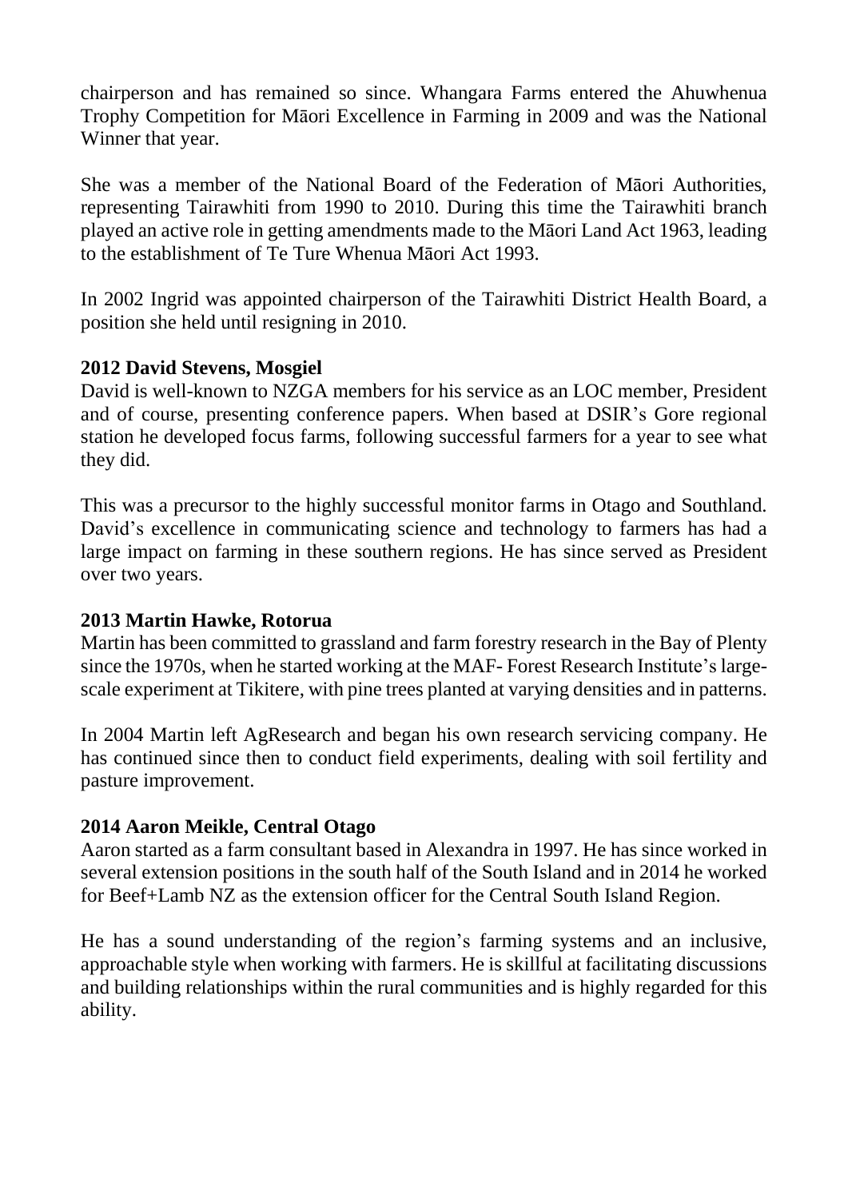chairperson and has remained so since. Whangara Farms entered the Ahuwhenua Trophy Competition for Māori Excellence in Farming in 2009 and was the National Winner that year.

She was a member of the National Board of the Federation of Māori Authorities, representing Tairawhiti from 1990 to 2010. During this time the Tairawhiti branch played an active role in getting amendments made to the Māori Land Act 1963, leading to the establishment of Te Ture Whenua Māori Act 1993.

In 2002 Ingrid was appointed chairperson of the Tairawhiti District Health Board, a position she held until resigning in 2010.

**2012 David Stevens, Mosgiel**

David is well-known to NZGA members for his service as an LOC member, President and of course, presenting conference papers. When based at DSIR's Gore regional station he developed focus farms, following successful farmers for a year to see what they did.

This was a precursor to the highly successful monitor farms in Otago and Southland. David's excellence in communicating science and technology to farmers has had a large impact on farming in these southern regions. He has since served as President over two years.

**2013 Martin Hawke, Rotorua**

Martin has been committed to grassland and farm forestry research in the Bay of Plenty since the 1970s, when he started working at the MAF- Forest Research Institute's large-scale experiment at Tikitere, with pine trees planted at varying densities and in patterns.

In 2004 Martin left AgResearch and began his own research servicing company. He has continued since then to conduct field experiments, dealing with soil fertility and pasture improvement.

**2014 Aaron Meikle, Central Otago**

Aaron started as a farm consultant based in Alexandra in 1997. He has since worked in several extension positions in the south half of the South Island and in 2014 he worked for Beef+Lamb NZ as the extension officer for the Central South Island Region.

He has a sound understanding of the region's farming systems and an inclusive, approachable style when working with farmers. He is skillful at facilitating discussions and building relationships within the rural communities and is highly regarded for this ability.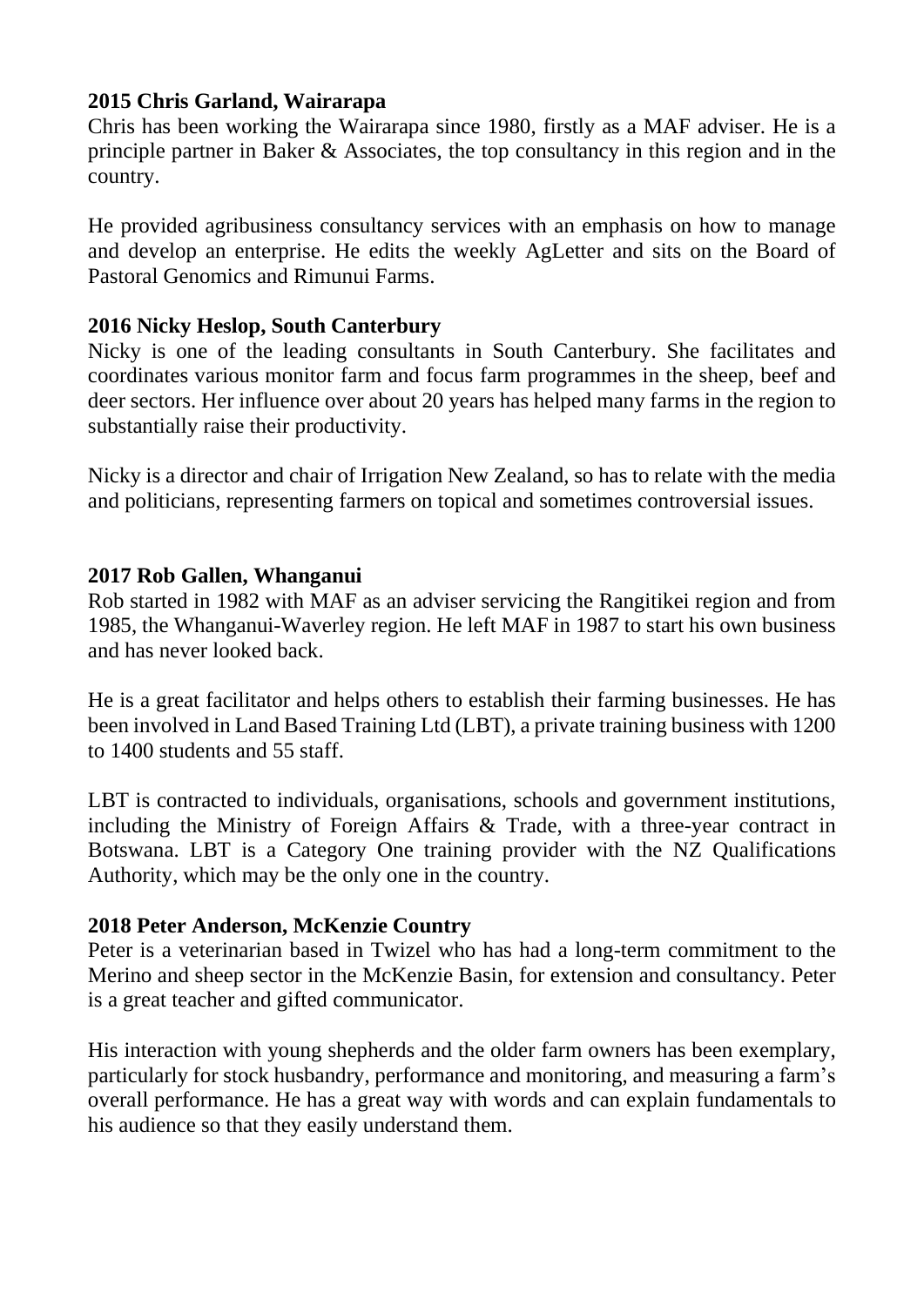**2015 Chris Garland, Wairarapa**

Chris has been working the Wairarapa since 1980, firstly as a MAF adviser. He is a principle partner in Baker & Associates, the top consultancy in this region and in the country.

He provided agribusiness consultancy services with an emphasis on how to manage and develop an enterprise. He edits the weekly AgLetter and sits on the Board of Pastoral Genomics and Rimunui Farms.

**2016 Nicky Heslop, South Canterbury**

Nicky is one of the leading consultants in South Canterbury. She facilitates and coordinates various monitor farm and focus farm programmes in the sheep, beef and deer sectors. Her influence over about 20 years has helped many farms in the region to substantially raise their productivity.

Nicky is a director and chair of Irrigation New Zealand, so has to relate with the media and politicians, representing farmers on topical and sometimes controversial issues.

**2017 Rob Gallen, Whanganui**

Rob started in 1982 with MAF as an adviser servicing the Rangitikei region and from 1985, the Whanganui-Waverley region. He left MAF in 1987 to start his own business and has never looked back.

He is a great facilitator and helps others to establish their farming businesses. He has been involved in Land Based Training Ltd (LBT), a private training business with 1200 to 1400 students and 55 staff.

LBT is contracted to individuals, organisations, schools and government institutions, including the Ministry of Foreign Affairs & Trade, with a three-year contract in Botswana. LBT is a Category One training provider with the NZ Qualifications Authority, which may be the only one in the country.

**2018 Peter Anderson, McKenzie Country**

Peter is a veterinarian based in Twizel who has had a long-term commitment to the Merino and sheep sector in the McKenzie Basin, for extension and consultancy. Peter is a great teacher and gifted communicator.

His interaction with young shepherds and the older farm owners has been exemplary, particularly for stock husbandry, performance and monitoring, and measuring a farm's overall performance. He has a great way with words and can explain fundamentals to his audience so that they easily understand them.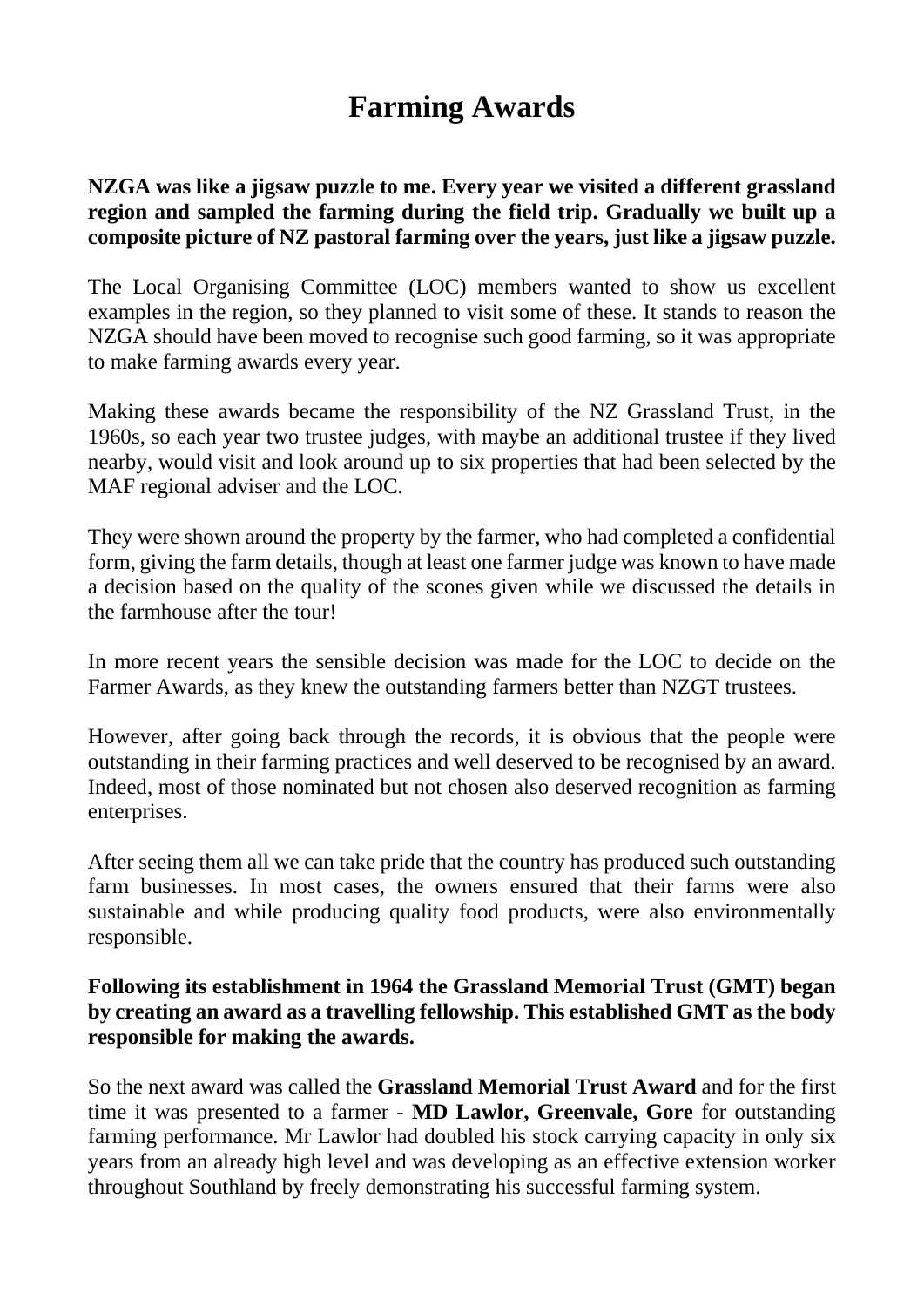# Farming Awards

**NZGA was like a jigsaw puzzle to me. Every year we visited a different grassland region and sampled the farming during the field trip. Gradually we built up a composite picture of NZ pastoral farming over the years, just like a jigsaw puzzle.**

The Local Organising Committee (LOC) members wanted to show us excellent examples in the region, so they planned to visit some of these. It stands to reason the NZGA should have been moved to recognise such good farming, so it was appropriate to make farming awards every year.

Making these awards became the responsibility of the NZ Grassland Trust, in the 1960s, so each year two trustee judges, with maybe an additional trustee if they lived nearby, would visit and look around up to six properties that had been selected by the MAF regional adviser and the LOC.

They were shown around the property by the farmer, who had completed a confidential form, giving the farm details, though at least one farmer judge was known to have made a decision based on the quality of the scones given while we discussed the details in the farmhouse after the tour!

In more recent years the sensible decision was made for the LOC to decide on the Farmer Awards, as they knew the outstanding farmers better than NZGT trustees.

However, after going back through the records, it is obvious that the people were outstanding in their farming practices and well deserved to be recognised by an award. Indeed, most of those nominated but not chosen also deserved recognition as farming enterprises.

After seeing them all we can take pride that the country has produced such outstanding farm businesses. In most cases, the owners ensured that their farms were also sustainable and while producing quality food products, were also environmentally responsible.

**Following its establishment in 1964 the Grassland Memorial Trust (GMT) began by creating an award as a travelling fellowship. This established GMT as the body responsible for making the awards.**

So the next award was called the **Grassland Memorial Trust Award** and for the first time it was presented to a farmer - **MD Lawlor, Greenvale, Gore** for outstanding farming performance. Mr Lawlor had doubled his stock carrying capacity in only six years from an already high level and was developing as an effective extension worker throughout Southland by freely demonstrating his successful farming system.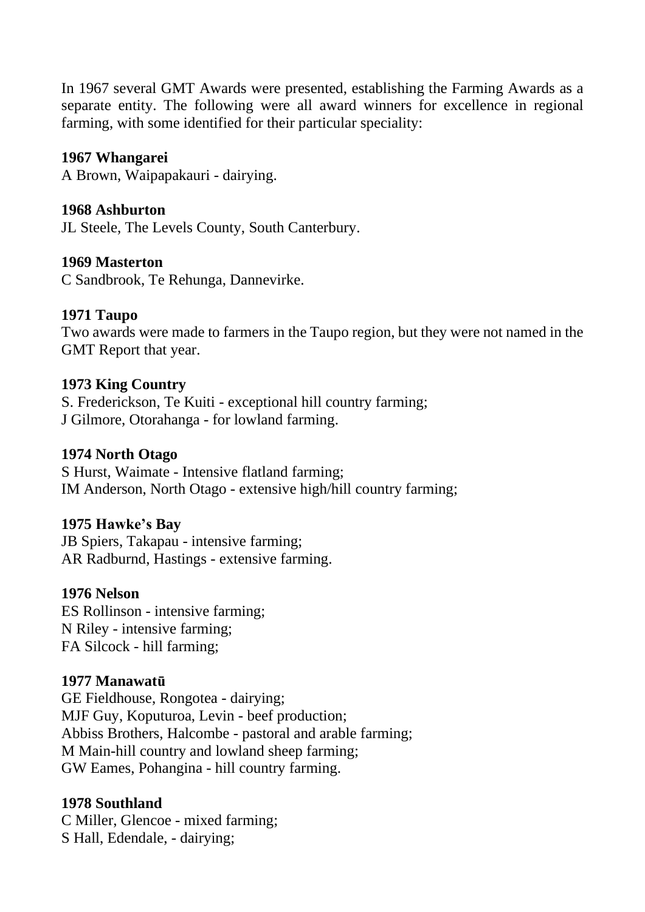In 1967 several GMT Awards were presented, establishing the Farming Awards as a separate entity. The following were all award winners for excellence in regional farming, with some identified for their particular speciality:

**1967 Whangarei**
A Brown, Waipapakauri - dairying.

**1968 Ashburton**
JL Steele, The Levels County, South Canterbury.

**1969 Masterton**
C Sandbrook, Te Rehunga, Dannevirke.

**1971 Taupo**
Two awards were made to farmers in the Taupo region, but they were not named in the GMT Report that year.

**1973 King Country**
S. Frederickson, Te Kuiti - exceptional hill country farming;
J Gilmore, Otorahanga - for lowland farming.

**1974 North Otago**
S Hurst, Waimate - Intensive flatland farming;
IM Anderson, North Otago - extensive high/hill country farming;

**1975 Hawke's Bay**
JB Spiers, Takapau - intensive farming;
AR Radburnd, Hastings - extensive farming.

**1976 Nelson**
ES Rollinson - intensive farming;
N Riley - intensive farming;
FA Silcock - hill farming;

**1977 Manawatū**
GE Fieldhouse, Rongotea - dairying;
MJF Guy, Koputuroa, Levin - beef production;
Abbiss Brothers, Halcombe - pastoral and arable farming;
M Main-hill country and lowland sheep farming;
GW Eames, Pohangina - hill country farming.

**1978 Southland**
C Miller, Glencoe - mixed farming;
S Hall, Edendale, - dairying;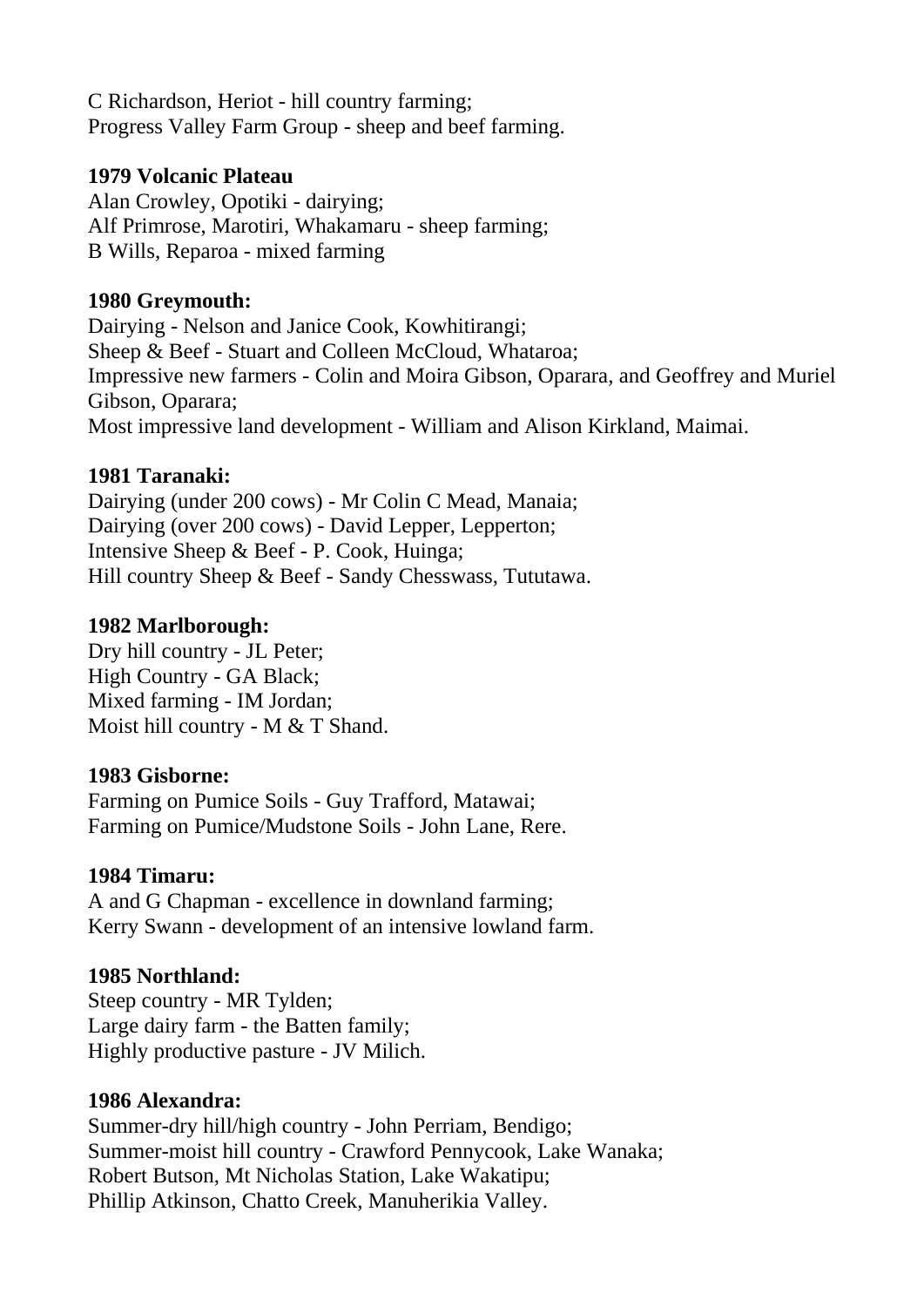C Richardson, Heriot - hill country farming;
Progress Valley Farm Group - sheep and beef farming.

**1979 Volcanic Plateau**
Alan Crowley, Opotiki - dairying;
Alf Primrose, Marotiri, Whakamaru - sheep farming;
B Wills, Reparoa - mixed farming

**1980 Greymouth:**
Dairying - Nelson and Janice Cook, Kowhitirangi;
Sheep & Beef - Stuart and Colleen McCloud, Whataroa;
Impressive new farmers - Colin and Moira Gibson, Oparara, and Geoffrey and Muriel Gibson, Oparara;
Most impressive land development - William and Alison Kirkland, Maimai.

**1981 Taranaki:**
Dairying (under 200 cows) - Mr Colin C Mead, Manaia;
Dairying (over 200 cows) - David Lepper, Lepperton;
Intensive Sheep & Beef - P. Cook, Huinga;
Hill country Sheep & Beef - Sandy Chesswass, Tututawa.

**1982 Marlborough:**
Dry hill country - JL Peter;
High Country - GA Black;
Mixed farming - IM Jordan;
Moist hill country - M & T Shand.

**1983 Gisborne:**
Farming on Pumice Soils - Guy Trafford, Matawai;
Farming on Pumice/Mudstone Soils - John Lane, Rere.

**1984 Timaru:**
A and G Chapman - excellence in downland farming;
Kerry Swann - development of an intensive lowland farm.

**1985 Northland:**
Steep country - MR Tylden;
Large dairy farm - the Batten family;
Highly productive pasture - JV Milich.

**1986 Alexandra:**
Summer-dry hill/high country - John Perriam, Bendigo;
Summer-moist hill country - Crawford Pennycook, Lake Wanaka;
Robert Butson, Mt Nicholas Station, Lake Wakatipu;
Phillip Atkinson, Chatto Creek, Manuherikia Valley.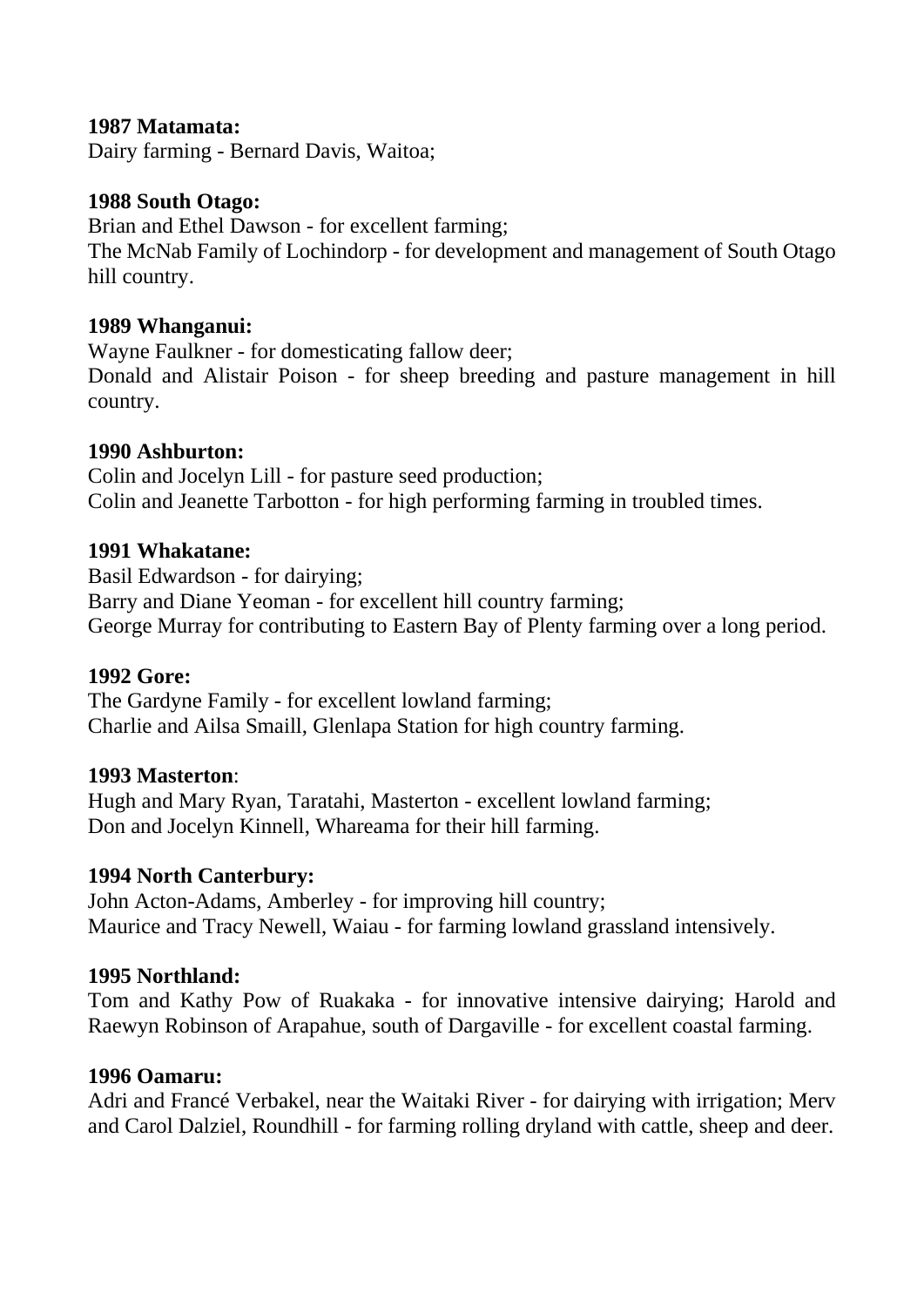**1987 Matamata:**
Dairy farming - Bernard Davis, Waitoa;

**1988 South Otago:**
Brian and Ethel Dawson - for excellent farming;
The McNab Family of Lochindorp - for development and management of South Otago hill country.

**1989 Whanganui:**
Wayne Faulkner - for domesticating fallow deer;
Donald and Alistair Poison - for sheep breeding and pasture management in hill country.

**1990 Ashburton:**
Colin and Jocelyn Lill - for pasture seed production;
Colin and Jeanette Tarbotton - for high performing farming in troubled times.

**1991 Whakatane:**
Basil Edwardson - for dairying;
Barry and Diane Yeoman - for excellent hill country farming;
George Murray for contributing to Eastern Bay of Plenty farming over a long period.

**1992 Gore:**
The Gardyne Family - for excellent lowland farming;
Charlie and Ailsa Smaill, Glenlapa Station for high country farming.

**1993 Masterton**:
Hugh and Mary Ryan, Taratahi, Masterton - excellent lowland farming;
Don and Jocelyn Kinnell, Whareama for their hill farming.

**1994 North Canterbury:**
John Acton-Adams, Amberley - for improving hill country;
Maurice and Tracy Newell, Waiau - for farming lowland grassland intensively.

**1995 Northland:**
Tom and Kathy Pow of Ruakaka - for innovative intensive dairying; Harold and Raewyn Robinson of Arapahue, south of Dargaville - for excellent coastal farming.

**1996 Oamaru:**
Adri and Francé Verbakel, near the Waitaki River - for dairying with irrigation; Merv and Carol Dalziel, Roundhill - for farming rolling dryland with cattle, sheep and deer.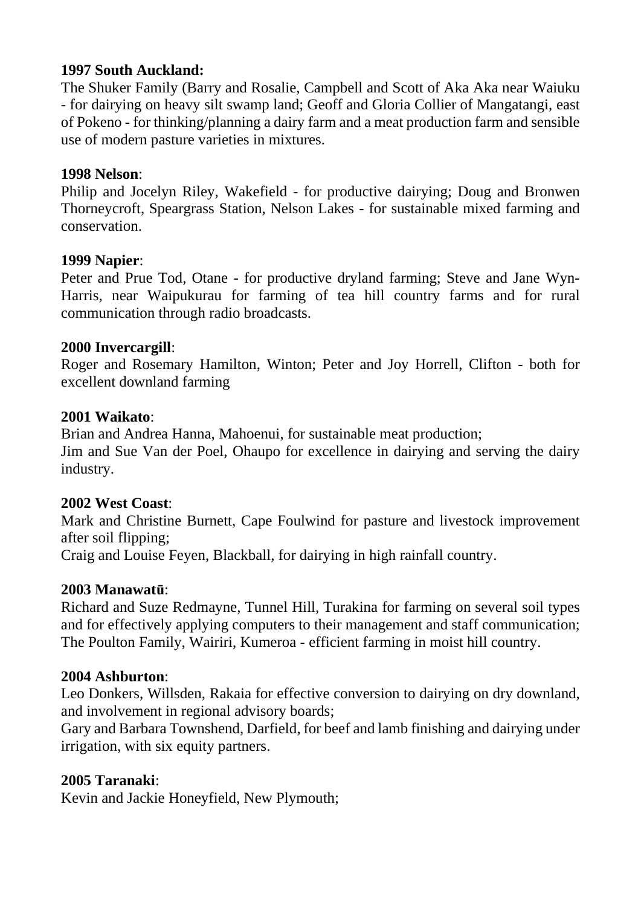**1997 South Auckland:**
The Shuker Family (Barry and Rosalie, Campbell and Scott of Aka Aka near Waiuku - for dairying on heavy silt swamp land; Geoff and Gloria Collier of Mangatangi, east of Pokeno - for thinking/planning a dairy farm and a meat production farm and sensible use of modern pasture varieties in mixtures.

**1998 Nelson**:
Philip and Jocelyn Riley, Wakefield - for productive dairying; Doug and Bronwen Thorneycroft, Speargrass Station, Nelson Lakes - for sustainable mixed farming and conservation.

**1999 Napier**:
Peter and Prue Tod, Otane - for productive dryland farming; Steve and Jane Wyn-Harris, near Waipukurau for farming of tea hill country farms and for rural communication through radio broadcasts.

**2000 Invercargill**:
Roger and Rosemary Hamilton, Winton; Peter and Joy Horrell, Clifton - both for excellent downland farming

**2001 Waikato**:
Brian and Andrea Hanna, Mahoenui, for sustainable meat production;
Jim and Sue Van der Poel, Ohaupo for excellence in dairying and serving the dairy industry.

**2002 West Coast**:
Mark and Christine Burnett, Cape Foulwind for pasture and livestock improvement after soil flipping;
Craig and Louise Feyen, Blackball, for dairying in high rainfall country.

**2003 Manawatū**:
Richard and Suze Redmayne, Tunnel Hill, Turakina for farming on several soil types and for effectively applying computers to their management and staff communication;
The Poulton Family, Wairiri, Kumeroa - efficient farming in moist hill country.

**2004 Ashburton**:
Leo Donkers, Willsden, Rakaia for effective conversion to dairying on dry downland, and involvement in regional advisory boards;
Gary and Barbara Townshend, Darfield, for beef and lamb finishing and dairying under irrigation, with six equity partners.

**2005 Taranaki**:
Kevin and Jackie Honeyfield, New Plymouth;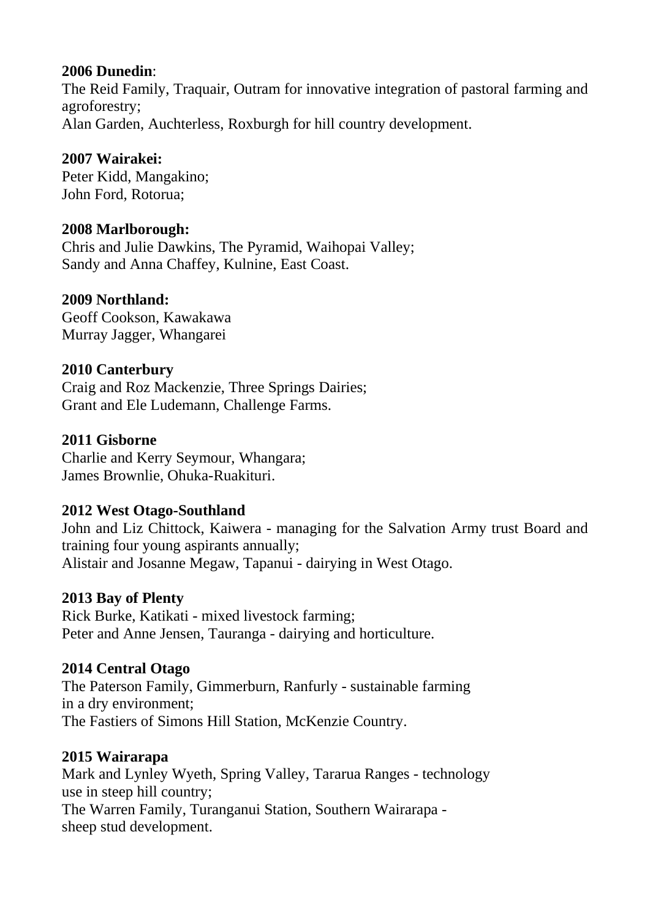**2006 Dunedin**:
The Reid Family, Traquair, Outram for innovative integration of pastoral farming and agroforestry;
Alan Garden, Auchterless, Roxburgh for hill country development.

**2007 Wairakei:**
Peter Kidd, Mangakino;
John Ford, Rotorua;

**2008 Marlborough:**
Chris and Julie Dawkins, The Pyramid, Waihopai Valley;
Sandy and Anna Chaffey, Kulnine, East Coast.

**2009 Northland:**
Geoff Cookson, Kawakawa
Murray Jagger, Whangarei

**2010 Canterbury**
Craig and Roz Mackenzie, Three Springs Dairies;
Grant and Ele Ludemann, Challenge Farms.

**2011 Gisborne**
Charlie and Kerry Seymour, Whangara;
James Brownlie, Ohuka-Ruakituri.

**2012 West Otago-Southland**
John and Liz Chittock, Kaiwera - managing for the Salvation Army trust Board and training four young aspirants annually;
Alistair and Josanne Megaw, Tapanui - dairying in West Otago.

**2013 Bay of Plenty**
Rick Burke, Katikati - mixed livestock farming;
Peter and Anne Jensen, Tauranga - dairying and horticulture.

**2014 Central Otago**
The Paterson Family, Gimmerburn, Ranfurly - sustainable farming in a dry environment;
The Fastiers of Simons Hill Station, McKenzie Country.

**2015 Wairarapa**
Mark and Lynley Wyeth, Spring Valley, Tararua Ranges - technology use in steep hill country;
The Warren Family, Turanganui Station, Southern Wairarapa - sheep stud development.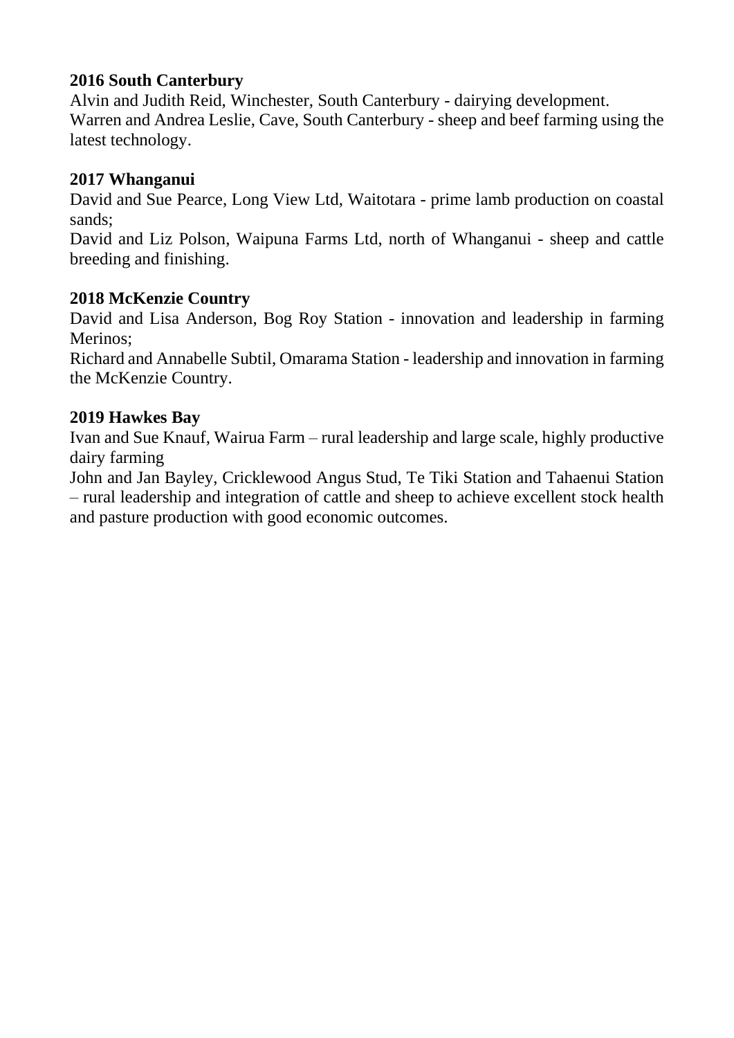**2016 South Canterbury**

Alvin and Judith Reid, Winchester, South Canterbury - dairying development.
Warren and Andrea Leslie, Cave, South Canterbury - sheep and beef farming using the latest technology.

**2017 Whanganui**

David and Sue Pearce, Long View Ltd, Waitotara - prime lamb production on coastal sands;
David and Liz Polson, Waipuna Farms Ltd, north of Whanganui - sheep and cattle breeding and finishing.

**2018 McKenzie Country**

David and Lisa Anderson, Bog Roy Station - innovation and leadership in farming Merinos;
Richard and Annabelle Subtil, Omarama Station - leadership and innovation in farming the McKenzie Country.

**2019 Hawkes Bay**

Ivan and Sue Knauf, Wairua Farm – rural leadership and large scale, highly productive dairy farming
John and Jan Bayley, Cricklewood Angus Stud, Te Tiki Station and Tahaenui Station – rural leadership and integration of cattle and sheep to achieve excellent stock health and pasture production with good economic outcomes.